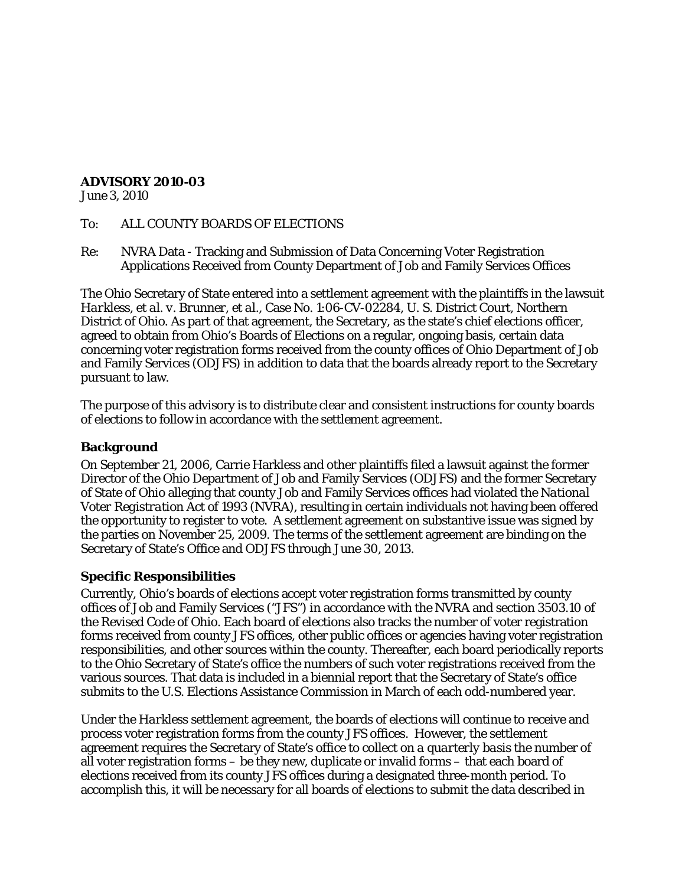**ADVISORY 2010-03**
June 3, 2010

To: ALL COUNTY BOARDS OF ELECTIONS

Re: NVRA Data - Tracking and Submission of Data Concerning Voter Registration Applications Received from County Department of Job and Family Services Offices

The Ohio Secretary of State entered into a settlement agreement with the plaintiffs in the lawsuit *Harkless, et al. v. Brunner, et al.*, Case No. 1:06-CV-02284, U. S. District Court, Northern District of Ohio. As part of that agreement, the Secretary, as the state's chief elections officer, agreed to obtain from Ohio's Boards of Elections on a regular, ongoing basis, certain data concerning voter registration forms received from the county offices of Ohio Department of Job and Family Services (ODJFS) in addition to data that the boards already report to the Secretary pursuant to law.

The purpose of this advisory is to distribute clear and consistent instructions for county boards of elections to follow in accordance with the settlement agreement.

### Background

On September 21, 2006, Carrie Harkless and other plaintiffs filed a lawsuit against the former Director of the Ohio Department of Job and Family Services (ODJFS) and the former Secretary of State of Ohio alleging that county Job and Family Services offices had violated the *National Voter Registration Act of 1993* (NVRA), resulting in certain individuals not having been offered the opportunity to register to vote. A settlement agreement on substantive issue was signed by the parties on November 25, 2009. The terms of the settlement agreement are binding on the Secretary of State's Office and ODJFS through June 30, 2013.

### Specific Responsibilities

Currently, Ohio's boards of elections accept voter registration forms transmitted by county offices of Job and Family Services ("JFS") in accordance with the NVRA and section 3503.10 of the Revised Code of Ohio. Each board of elections also tracks the number of voter registration forms received from county JFS offices, other public offices or agencies having voter registration responsibilities, and other sources within the county. Thereafter, each board periodically reports to the Ohio Secretary of State's office the numbers of such voter registrations received from the various sources. That data is included in a biennial report that the Secretary of State's office submits to the U.S. Elections Assistance Commission in March of each odd-numbered year.

Under the *Harkless* settlement agreement, the boards of elections will continue to receive and process voter registration forms from the county JFS offices. However, the settlement agreement requires the Secretary of State's office to collect on a *quarterly basis* the number of all voter registration forms – be they new, duplicate or invalid forms – that each board of elections received from its county JFS offices during a designated three-month period. To accomplish this, it will be necessary for all boards of elections to submit the data described in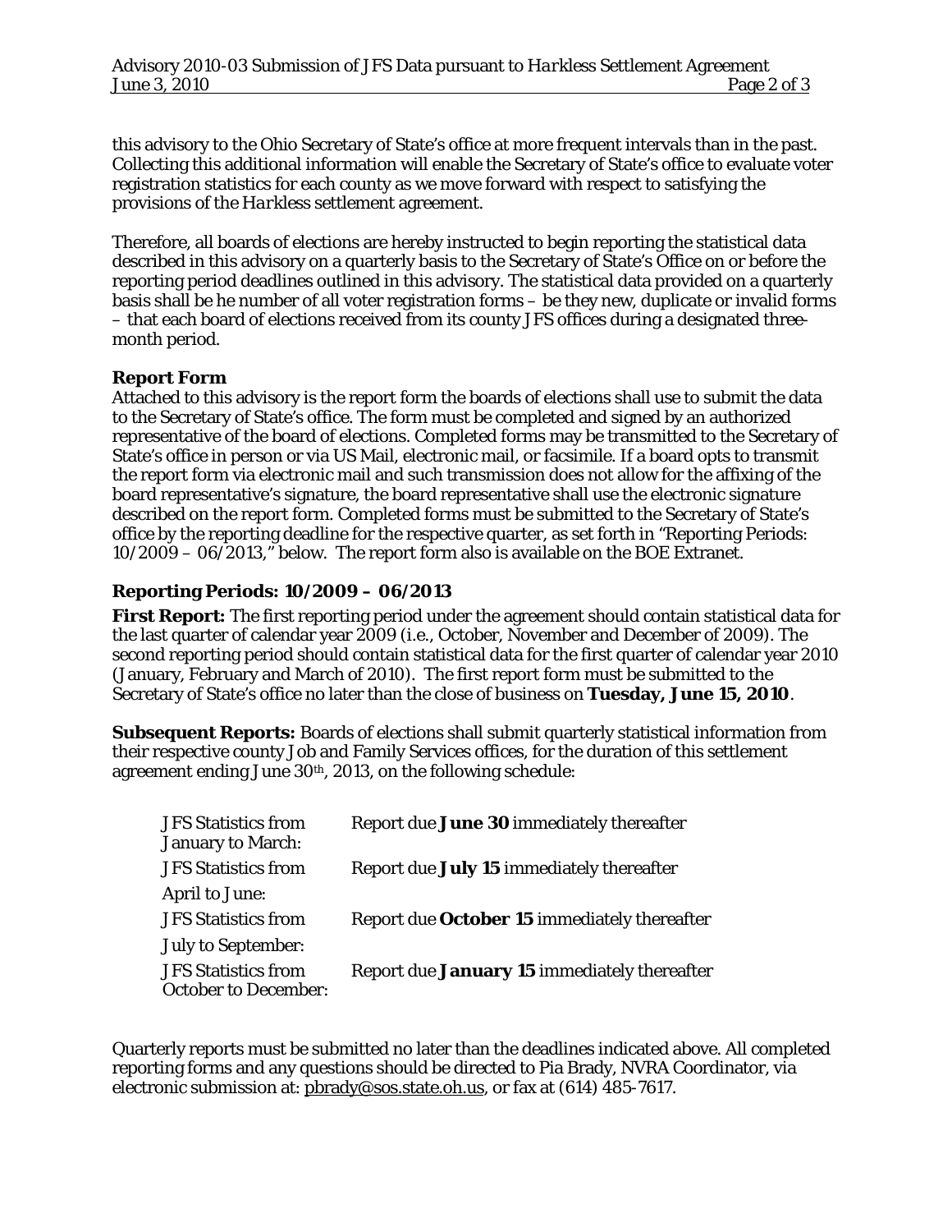this advisory to the Ohio Secretary of State's office at more frequent intervals than in the past. Collecting this additional information will enable the Secretary of State's office to evaluate voter registration statistics for each county as we move forward with respect to satisfying the provisions of the *Harkless* settlement agreement.

Therefore, all boards of elections are hereby instructed to begin reporting the statistical data described in this advisory on a quarterly basis to the Secretary of State's Office on or before the reporting period deadlines outlined in this advisory. The statistical data provided on a quarterly basis shall be he number of all voter registration forms – be they new, duplicate or invalid forms – that each board of elections received from its county JFS offices during a designated three-month period.

**Report Form**

Attached to this advisory is the report form the boards of elections shall use to submit the data to the Secretary of State's office. The form must be completed and signed by an authorized representative of the board of elections. Completed forms may be transmitted to the Secretary of State's office in person or via US Mail, electronic mail, or facsimile. If a board opts to transmit the report form via electronic mail and such transmission does not allow for the affixing of the board representative's signature, the board representative shall use the electronic signature described on the report form. Completed forms must be submitted to the Secretary of State's office by the reporting deadline for the respective quarter, as set forth in "Reporting Periods: 10/2009 – 06/2013," below. The report form also is available on the BOE Extranet.

## Reporting Periods: 10/2009 – 06/2013

**First Report:** The first reporting period under the agreement should contain statistical data for the last quarter of calendar year 2009 (i.e., October, November and December of 2009). The second reporting period should contain statistical data for the first quarter of calendar year 2010 (January, February and March of 2010). The first report form must be submitted to the Secretary of State's office no later than the close of business on **Tuesday, June 15, 2010**.

**Subsequent Reports:** Boards of elections shall submit quarterly statistical information from their respective county Job and Family Services offices, for the duration of this settlement agreement ending June 30th, 2013, on the following schedule:

| | |
|---|---|
| JFS Statistics from January to March: | Report due **June 30** immediately thereafter |
| JFS Statistics from April to June: | Report due **July 15** immediately thereafter |
| JFS Statistics from July to September: | Report due **October 15** immediately thereafter |
| JFS Statistics from October to December: | Report due **January 15** immediately thereafter |

Quarterly reports must be submitted no later than the deadlines indicated above. All completed reporting forms and any questions should be directed to Pia Brady, NVRA Coordinator, via electronic submission at: pbrady@sos.state.oh.us, or fax at (614) 485-7617.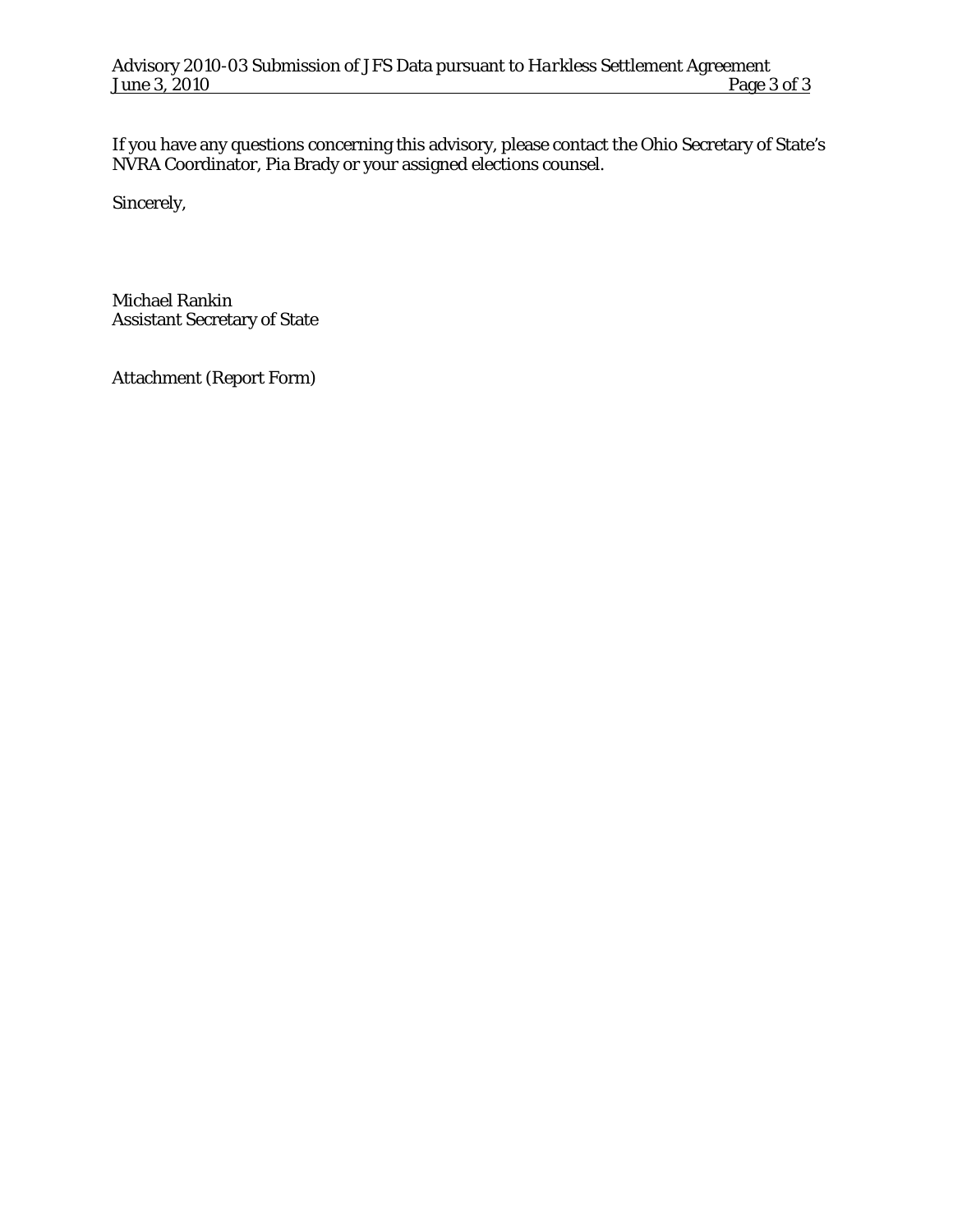If you have any questions concerning this advisory, please contact the Ohio Secretary of State's NVRA Coordinator, Pia Brady or your assigned elections counsel.

Sincerely,

Michael Rankin
Assistant Secretary of State

Attachment (Report Form)